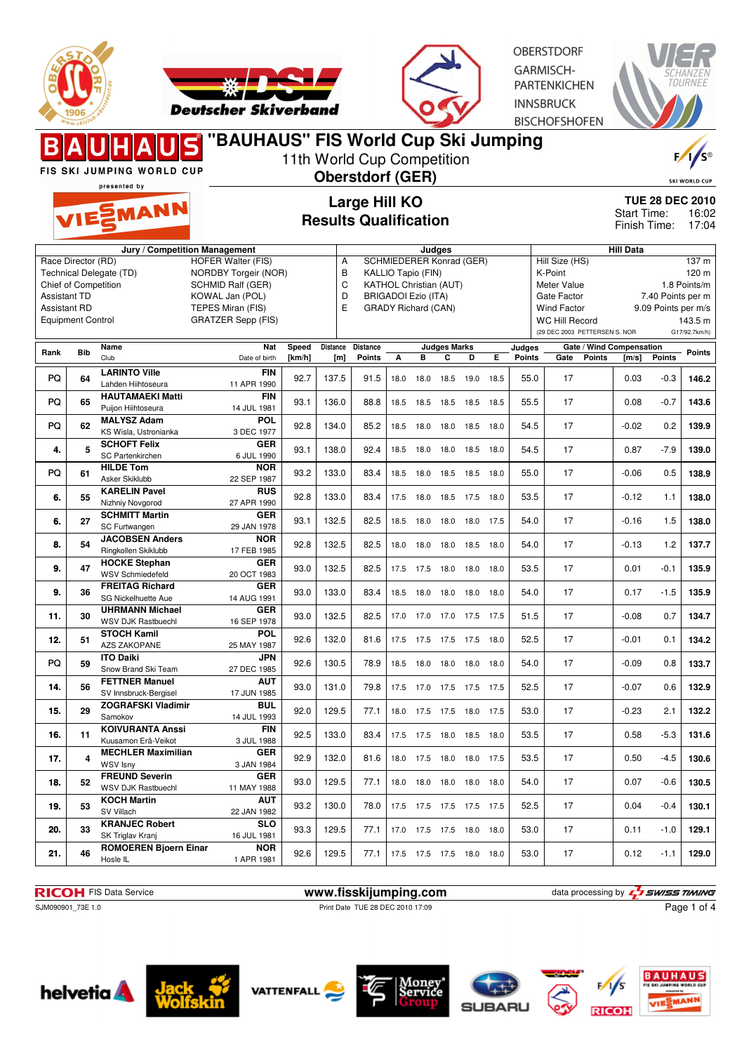# "BAUHAUS" FIS World Cup Ski Jumping

11th World Cup Competition

**Oberstdorf (GER)**

OBERSTDORF
GARMISCH-PARTENKIRCHEN
INNSBRUCK
BISCHOFSHOFEN

FIS SKI JUMPING WORLD CUP presented by VIESSMANN

## Large Hill KO
## Results Qualification

**TUE 28 DEC 2010**
Start Time: 16:02
Finish Time: 17:04

| Jury / Competition Management | | Judges | | Hill Data | |
|---|---|---|---|---|---|
| Race Director (RD) | HOFER Walter (FIS) | A | SCHMIEDERER Konrad (GER) | Hill Size (HS) | 137 m |
| Technical Delegate (TD) | NORDBY Torgeir (NOR) | B | KALLIO Tapio (FIN) | K-Point | 120 m |
| Chief of Competition | SCHMID Ralf (GER) | C | KATHOL Christian (AUT) | Meter Value | 1.8 Points/m |
| Assistant TD | KOWAL Jan (POL) | D | BRIGADOI Ezio (ITA) | Gate Factor | 7.40 Points per m |
| Assistant RD | TEPES Miran (FIS) | E | GRADY Richard (CAN) | Wind Factor | 9.09 Points per m/s |
| Equipment Control | GRATZER Sepp (FIS) | | | WC Hill Record | 143.5 m |
| | | | | (29 DEC 2003 PETTERSEN S. NOR) | G17/92.7km/h) |

| Rank | Bib | Name / Club | Nat / Date of birth | Speed [km/h] | Distance [m] | Distance Points | A | B | C | D | E | Judges Points | Gate | Gate Points | Wind [m/s] | Wind Points | Points |
|---|---|---|---|---|---|---|---|---|---|---|---|---|---|---|---|---|---|
| PQ | 64 | **LARINTO Ville** Lahden Hiihtoseura | FIN 11 APR 1990 | 92.7 | 137.5 | 91.5 | 18.0 | 18.0 | 18.5 | 19.0 | 18.5 | 55.0 | 17 | | 0.03 | -0.3 | **146.2** |
| PQ | 65 | **HAUTAMAEKI Matti** Puijon Hiihtoseura | FIN 14 JUL 1981 | 93.1 | 136.0 | 88.8 | 18.5 | 18.5 | 18.5 | 18.5 | 18.5 | 55.5 | 17 | | 0.08 | -0.7 | **143.6** |
| PQ | 62 | **MALYSZ Adam** KS Wisla, Ustronianka | POL 3 DEC 1977 | 92.8 | 134.0 | 85.2 | 18.5 | 18.0 | 18.0 | 18.5 | 18.0 | 54.5 | 17 | | -0.02 | 0.2 | **139.9** |
| 4. | 5 | **SCHOFT Felix** SC Partenkirchen | GER 6 JUL 1990 | 93.1 | 138.0 | 92.4 | 18.5 | 18.0 | 18.0 | 18.5 | 18.0 | 54.5 | 17 | | 0.87 | -7.9 | **139.0** |
| PQ | 61 | **HILDE Tom** Asker Skiklubb | NOR 22 SEP 1987 | 93.2 | 133.0 | 83.4 | 18.5 | 18.0 | 18.5 | 18.5 | 18.0 | 55.0 | 17 | | -0.06 | 0.5 | **138.9** |
| 6. | 55 | **KARELIN Pavel** Nizhniy Novgorod | RUS 27 APR 1990 | 92.8 | 133.0 | 83.4 | 17.5 | 18.0 | 18.5 | 17.5 | 18.0 | 53.5 | 17 | | -0.12 | 1.1 | **138.0** |
| 6. | 27 | **SCHMITT Martin** SC Furtwangen | GER 29 JAN 1978 | 93.1 | 132.5 | 82.5 | 18.5 | 18.0 | 18.0 | 18.0 | 17.5 | 54.0 | 17 | | -0.16 | 1.5 | **138.0** |
| 8. | 54 | **JACOBSEN Anders** Ringkollen Skiklubb | NOR 17 FEB 1985 | 92.8 | 132.5 | 82.5 | 18.0 | 18.0 | 18.0 | 18.5 | 18.0 | 54.0 | 17 | | -0.13 | 1.2 | **137.7** |
| 9. | 47 | **HOCKE Stephan** WSV Schmiedefeld | GER 20 OCT 1983 | 93.0 | 132.5 | 82.5 | 17.5 | 17.5 | 18.0 | 18.0 | 18.0 | 53.5 | 17 | | 0.01 | -0.1 | **135.9** |
| 9. | 36 | **FREITAG Richard** SG Nickelhuette Aue | GER 14 AUG 1991 | 93.0 | 133.0 | 83.4 | 18.5 | 18.0 | 18.0 | 18.0 | 18.0 | 54.0 | 17 | | 0.17 | -1.5 | **135.9** |
| 11. | 30 | **UHRMANN Michael** WSV DJK Rastbuechl | GER 16 SEP 1978 | 93.0 | 132.5 | 82.5 | 17.0 | 17.0 | 17.0 | 17.5 | 17.5 | 51.5 | 17 | | -0.08 | 0.7 | **134.7** |
| 12. | 51 | **STOCH Kamil** AZS ZAKOPANE | POL 25 MAY 1987 | 92.6 | 132.0 | 81.6 | 17.5 | 17.5 | 17.5 | 17.5 | 18.0 | 52.5 | 17 | | -0.01 | 0.1 | **134.2** |
| PQ | 59 | **ITO Daiki** Snow Brand Ski Team | JPN 27 DEC 1985 | 92.6 | 130.5 | 78.9 | 18.5 | 18.0 | 18.0 | 18.0 | 18.0 | 54.0 | 17 | | -0.09 | 0.8 | **133.7** |
| 14. | 56 | **FETTNER Manuel** SV Innsbruck-Bergisel | AUT 17 JUN 1985 | 93.0 | 131.0 | 79.8 | 17.5 | 17.0 | 17.5 | 17.5 | 17.5 | 52.5 | 17 | | -0.07 | 0.6 | **132.9** |
| 15. | 29 | **ZOGRAFSKI Vladimir** Samokov | BUL 14 JUL 1993 | 92.0 | 129.5 | 77.1 | 18.0 | 17.5 | 17.5 | 18.0 | 17.5 | 53.0 | 17 | | -0.23 | 2.1 | **132.2** |
| 16. | 11 | **KOIVURANTA Anssi** Kuusamon Erä-Veikot | FIN 3 JUL 1988 | 92.5 | 133.0 | 83.4 | 17.5 | 17.5 | 18.0 | 18.5 | 18.0 | 53.5 | 17 | | 0.58 | -5.3 | **131.6** |
| 17. | 4 | **MECHLER Maximilian** WSV Isny | GER 3 JAN 1984 | 92.9 | 132.0 | 81.6 | 18.0 | 17.5 | 18.0 | 18.0 | 17.5 | 53.5 | 17 | | 0.50 | -4.5 | **130.6** |
| 18. | 52 | **FREUND Severin** WSV DJK Rastbuechl | GER 11 MAY 1988 | 93.0 | 129.5 | 77.1 | 18.0 | 18.0 | 18.0 | 18.0 | 18.0 | 54.0 | 17 | | 0.07 | -0.6 | **130.5** |
| 19. | 53 | **KOCH Martin** SV Villach | AUT 22 JAN 1982 | 93.2 | 130.0 | 78.0 | 17.5 | 17.5 | 17.5 | 17.5 | 17.5 | 52.5 | 17 | | 0.04 | -0.4 | **130.1** |
| 20. | 33 | **KRANJEC Robert** SK Triglav Kranj | SLO 16 JUL 1981 | 93.3 | 129.5 | 77.1 | 17.0 | 17.5 | 17.5 | 18.0 | 18.0 | 53.0 | 17 | | 0.11 | -1.0 | **129.1** |
| 21. | 46 | **ROMOEREN Bjoern Einar** Hosle IL | NOR 1 APR 1981 | 92.6 | 129.5 | 77.1 | 17.5 | 17.5 | 17.5 | 18.0 | 18.0 | 53.0 | 17 | | 0.12 | -1.1 | **129.0** |

RICOH FIS Data Service — www.fisskijumping.com — data processing by SWISS TIMING

SJM090901_73E 1.0 — Print Date TUE 28 DEC 2010 17:09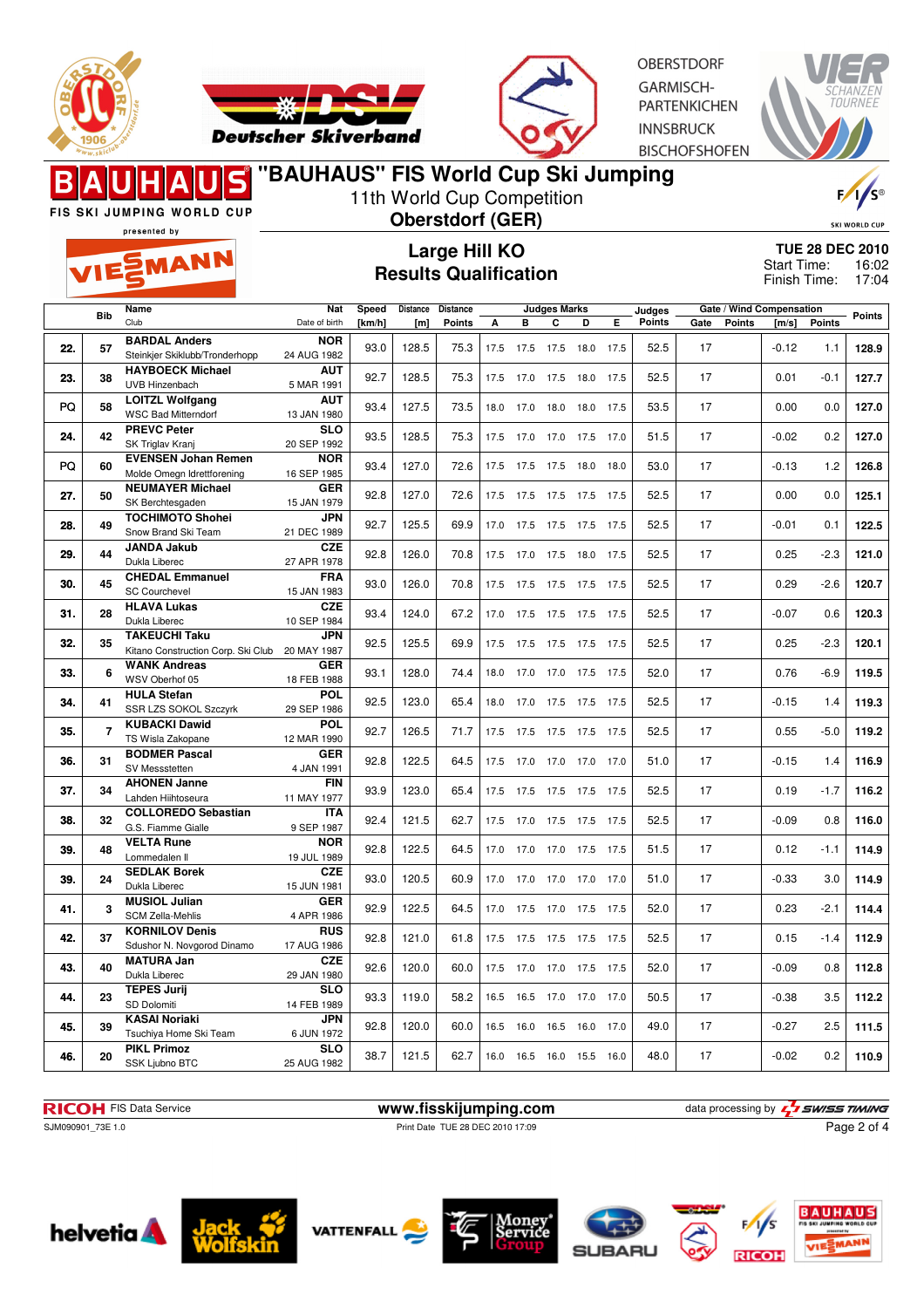# "BAUHAUS" FIS World Cup Ski Jumping

11th World Cup Competition

**Oberstdorf (GER)**

OBERSTDORF
GARMISCH-PARTENKIRCHEN
INNSBRUCK
BISCHOFSHOFEN

## Large Hill KO
## Results Qualification

**TUE 28 DEC 2010**
Start Time: 16:02
Finish Time: 17:04

| | Bib | Name / Club | Nat / Date of birth | Speed [km/h] | Distance [m] | Distance Points | Judges Marks A | B | C | D | E | Judges Points | Gate / Wind Compensation Gate | Points | [m/s] | Points | Points |
|---|---|---|---|---|---|---|---|---|---|---|---|---|---|---|---|---|---|
| 22. | 57 | **BARDAL Anders** Steinkjer Skiklubb/Tronderhopp | **NOR** 24 AUG 1982 | 93.0 | 128.5 | 75.3 | 17.5 | 17.5 | 17.5 | 18.0 | 17.5 | 52.5 | 17 | | -0.12 | 1.1 | **128.9** |
| 23. | 38 | **HAYBOECK Michael** UVB Hinzenbach | **AUT** 5 MAR 1991 | 92.7 | 128.5 | 75.3 | 17.5 | 17.0 | 17.5 | 18.0 | 17.5 | 52.5 | 17 | | 0.01 | -0.1 | **127.7** |
| PQ | 58 | **LOITZL Wolfgang** WSC Bad Mitterndorf | **AUT** 13 JAN 1980 | 93.4 | 127.5 | 73.5 | 18.0 | 17.0 | 18.0 | 18.0 | 17.5 | 53.5 | 17 | | 0.00 | 0.0 | **127.0** |
| 24. | 42 | **PREVC Peter** SK Triglav Kranj | **SLO** 20 SEP 1992 | 93.5 | 128.5 | 75.3 | 17.5 | 17.0 | 17.0 | 17.5 | 17.0 | 51.5 | 17 | | -0.02 | 0.2 | **127.0** |
| PQ | 60 | **EVENSEN Johan Remen** Molde Omegn Idrettforening | **NOR** 16 SEP 1985 | 93.4 | 127.0 | 72.6 | 17.5 | 17.5 | 17.5 | 18.0 | 18.0 | 53.0 | 17 | | -0.13 | 1.2 | **126.8** |
| 27. | 50 | **NEUMAYER Michael** SK Berchtesgaden | **GER** 15 JAN 1979 | 92.8 | 127.0 | 72.6 | 17.5 | 17.5 | 17.5 | 17.5 | 17.5 | 52.5 | 17 | | 0.00 | 0.0 | **125.1** |
| 28. | 49 | **TOCHIMOTO Shohei** Snow Brand Ski Team | **JPN** 21 DEC 1989 | 92.7 | 125.5 | 69.9 | 17.0 | 17.5 | 17.5 | 17.5 | 17.5 | 52.5 | 17 | | -0.01 | 0.1 | **122.5** |
| 29. | 44 | **JANDA Jakub** Dukla Liberec | **CZE** 27 APR 1978 | 92.8 | 126.0 | 70.8 | 17.5 | 17.0 | 17.5 | 18.0 | 17.5 | 52.5 | 17 | | 0.25 | -2.3 | **121.0** |
| 30. | 45 | **CHEDAL Emmanuel** SC Courchevel | **FRA** 15 JAN 1983 | 93.0 | 126.0 | 70.8 | 17.5 | 17.5 | 17.5 | 17.5 | 17.5 | 52.5 | 17 | | 0.29 | -2.6 | **120.7** |
| 31. | 28 | **HLAVA Lukas** Dukla Liberec | **CZE** 10 SEP 1984 | 93.4 | 124.0 | 67.2 | 17.0 | 17.5 | 17.5 | 17.5 | 17.5 | 52.5 | 17 | | -0.07 | 0.6 | **120.3** |
| 32. | 35 | **TAKEUCHI Taku** Kitano Construction Corp. Ski Club | **JPN** 20 MAY 1987 | 92.5 | 125.5 | 69.9 | 17.5 | 17.5 | 17.5 | 17.5 | 17.5 | 52.5 | 17 | | 0.25 | -2.3 | **120.1** |
| 33. | 6 | **WANK Andreas** WSV Oberhof 05 | **GER** 18 FEB 1988 | 93.1 | 128.0 | 74.4 | 18.0 | 17.0 | 17.0 | 17.5 | 17.5 | 52.0 | 17 | | 0.76 | -6.9 | **119.5** |
| 34. | 41 | **HULA Stefan** SSR LZS SOKOL Szczyrk | **POL** 29 SEP 1986 | 92.5 | 123.0 | 65.4 | 18.0 | 17.0 | 17.5 | 17.5 | 17.5 | 52.5 | 17 | | -0.15 | 1.4 | **119.3** |
| 35. | 7 | **KUBACKI Dawid** TS Wisla Zakopane | **POL** 12 MAR 1990 | 92.7 | 126.5 | 71.7 | 17.5 | 17.5 | 17.5 | 17.5 | 17.5 | 52.5 | 17 | | 0.55 | -5.0 | **119.2** |
| 36. | 31 | **BODMER Pascal** SV Messstetten | **GER** 4 JAN 1991 | 92.8 | 122.5 | 64.5 | 17.5 | 17.0 | 17.0 | 17.0 | 17.0 | 51.0 | 17 | | -0.15 | 1.4 | **116.9** |
| 37. | 34 | **AHONEN Janne** Lahden Hiihtoseura | **FIN** 11 MAY 1977 | 93.9 | 123.0 | 65.4 | 17.5 | 17.5 | 17.5 | 17.5 | 17.5 | 52.5 | 17 | | 0.19 | -1.7 | **116.2** |
| 38. | 32 | **COLLOREDO Sebastian** G.S. Fiamme Gialle | **ITA** 9 SEP 1987 | 92.4 | 121.5 | 62.7 | 17.5 | 17.0 | 17.5 | 17.5 | 17.5 | 52.5 | 17 | | -0.09 | 0.8 | **116.0** |
| 39. | 48 | **VELTA Rune** Lommedalen Il | **NOR** 19 JUL 1989 | 92.8 | 122.5 | 64.5 | 17.0 | 17.0 | 17.0 | 17.5 | 17.5 | 51.5 | 17 | | 0.12 | -1.1 | **114.9** |
| 39. | 24 | **SEDLAK Borek** Dukla Liberec | **CZE** 15 JUN 1981 | 93.0 | 120.5 | 60.9 | 17.0 | 17.0 | 17.0 | 17.0 | 17.0 | 51.0 | 17 | | -0.33 | 3.0 | **114.9** |
| 41. | 3 | **MUSIOL Julian** SCM Zella-Mehlis | **GER** 4 APR 1986 | 92.9 | 122.5 | 64.5 | 17.0 | 17.5 | 17.0 | 17.5 | 17.5 | 52.0 | 17 | | 0.23 | -2.1 | **114.4** |
| 42. | 37 | **KORNILOV Denis** Sdushor N. Novgorod Dinamo | **RUS** 17 AUG 1986 | 92.8 | 121.0 | 61.8 | 17.5 | 17.5 | 17.5 | 17.5 | 17.5 | 52.5 | 17 | | 0.15 | -1.4 | **112.9** |
| 43. | 40 | **MATURA Jan** Dukla Liberec | **CZE** 29 JAN 1980 | 92.6 | 120.0 | 60.0 | 17.5 | 17.0 | 17.0 | 17.5 | 17.5 | 52.0 | 17 | | -0.09 | 0.8 | **112.8** |
| 44. | 23 | **TEPES Jurij** SD Dolomiti | **SLO** 14 FEB 1989 | 93.3 | 119.0 | 58.2 | 16.5 | 16.5 | 17.0 | 17.0 | 17.0 | 50.5 | 17 | | -0.38 | 3.5 | **112.2** |
| 45. | 39 | **KASAI Noriaki** Tsuchiya Home Ski Team | **JPN** 6 JUN 1972 | 92.8 | 120.0 | 60.0 | 16.5 | 16.0 | 16.5 | 16.0 | 17.0 | 49.0 | 17 | | -0.27 | 2.5 | **111.5** |
| 46. | 20 | **PIKL Primoz** SSK Ljubno BTC | **SLO** 25 AUG 1982 | 38.7 | 121.5 | 62.7 | 16.0 | 16.5 | 16.0 | 15.5 | 16.0 | 48.0 | 17 | | -0.02 | 0.2 | **110.9** |

RICOH FIS Data Service | www.fisskijumping.com | data processing by SWISS TIMING

SJM090901_73E 1.0 | Print Date TUE 28 DEC 2010 17:09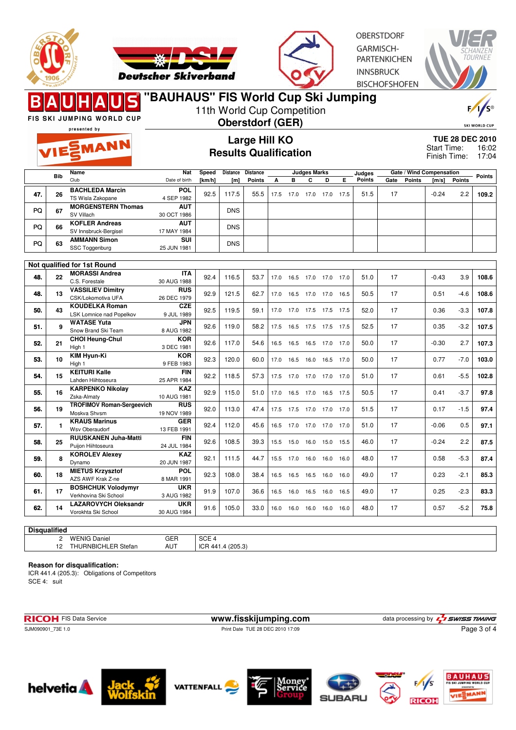# "BAUHAUS" FIS World Cup Ski Jumping

11th World Cup Competition

**Oberstdorf (GER)**

## Large Hill KO
## Results Qualification

**TUE 28 DEC 2010**
Start Time: 16:02
Finish Time: 17:04

| | Bib | Name / Club | Nat / Date of birth | Speed [km/h] | Distance [m] | Distance Points | A | B | C | D | E | Judges Points | Gate | Gate Points | Wind [m/s] | Wind Points | Points |
|---|---|---|---|---|---|---|---|---|---|---|---|---|---|---|---|---|---|
| 47. | 26 | **BACHLEDA Marcin** TS Wisla Zakopane | POL 4 SEP 1982 | 92.5 | 117.5 | 55.5 | 17.5 | 17.0 | 17.0 | 17.0 | 17.5 | 51.5 | 17 | | -0.24 | 2.2 | 109.2 |
| PQ | 67 | **MORGENSTERN Thomas** SV Villach | AUT 30 OCT 1986 | | DNS | | | | | | | | | | | | |
| PQ | 66 | **KOFLER Andreas** SV Innsbruck-Bergisel | AUT 17 MAY 1984 | | DNS | | | | | | | | | | | | |
| PQ | 63 | **AMMANN Simon** SSC Toggenburg | SUI 25 JUN 1981 | | DNS | | | | | | | | | | | | |
| **Not qualified for 1st Round** | | | | | | | | | | | | | | | | | |
| 48. | 22 | **MORASSI Andrea** C.S. Forestale | ITA 30 AUG 1988 | 92.4 | 116.5 | 53.7 | 17.0 | 16.5 | 17.0 | 17.0 | 17.0 | 51.0 | 17 | | -0.43 | 3.9 | 108.6 |
| 48. | 13 | **VASSILIEV Dimitry** CSK/Lokomotiva UFA | RUS 26 DEC 1979 | 92.9 | 121.5 | 62.7 | 17.0 | 16.5 | 17.0 | 17.0 | 16.5 | 50.5 | 17 | | 0.51 | -4.6 | 108.6 |
| 50. | 43 | **KOUDELKA Roman** LSK Lomnice nad Popelkov | CZE 9 JUL 1989 | 92.5 | 119.5 | 59.1 | 17.0 | 17.0 | 17.5 | 17.5 | 17.5 | 52.0 | 17 | | 0.36 | -3.3 | 107.8 |
| 51. | 9 | **WATASE Yuta** Snow Brand Ski Team | JPN 8 AUG 1982 | 92.6 | 119.0 | 58.2 | 17.5 | 16.5 | 17.5 | 17.5 | 17.5 | 52.5 | 17 | | 0.35 | -3.2 | 107.5 |
| 52. | 21 | **CHOI Heung-Chul** High 1 | KOR 3 DEC 1981 | 92.6 | 117.0 | 54.6 | 16.5 | 16.5 | 16.5 | 17.0 | 17.0 | 50.0 | 17 | | -0.30 | 2.7 | 107.3 |
| 53. | 10 | **KIM Hyun-Ki** High 1 | KOR 9 FEB 1983 | 92.3 | 120.0 | 60.0 | 17.0 | 16.5 | 16.0 | 16.5 | 17.0 | 50.0 | 17 | | 0.77 | -7.0 | 103.0 |
| 54. | 15 | **KEITURI Kalle** Lahden Hiihtoseura | FIN 25 APR 1984 | 92.2 | 118.5 | 57.3 | 17.5 | 17.0 | 17.0 | 17.0 | 17.0 | 51.0 | 17 | | 0.61 | -5.5 | 102.8 |
| 55. | 16 | **KARPENKO Nikolay** Zska-Almaty | KAZ 10 AUG 1981 | 92.9 | 115.0 | 51.0 | 17.0 | 16.5 | 17.0 | 16.5 | 17.5 | 50.5 | 17 | | 0.41 | -3.7 | 97.8 |
| 56. | 19 | **TROFIMOV Roman-Sergeevich** Moskva Shvsm | RUS 19 NOV 1989 | 92.0 | 113.0 | 47.4 | 17.5 | 17.5 | 17.0 | 17.0 | 17.0 | 51.5 | 17 | | 0.17 | -1.5 | 97.4 |
| 57. | 1 | **KRAUS Marinus** Wsv Oberaudorf | GER 13 FEB 1991 | 92.4 | 112.0 | 45.6 | 16.5 | 17.0 | 17.0 | 17.0 | 17.0 | 51.0 | 17 | | -0.06 | 0.5 | 97.1 |
| 58. | 25 | **RUUSKANEN Juha-Matti** Puijon Hiihtoseura | FIN 24 JUL 1984 | 92.6 | 108.5 | 39.3 | 15.5 | 15.0 | 16.0 | 15.0 | 15.5 | 46.0 | 17 | | -0.24 | 2.2 | 87.5 |
| 59. | 8 | **KOROLEV Alexey** Dynamo | KAZ 20 JUN 1987 | 92.1 | 111.5 | 44.7 | 15.5 | 17.0 | 16.0 | 16.0 | 16.0 | 48.0 | 17 | | 0.58 | -5.3 | 87.4 |
| 60. | 18 | **MIETUS Krzysztof** AZS AWF Krak Z-ne | POL 8 MAR 1991 | 92.3 | 108.0 | 38.4 | 16.5 | 16.5 | 16.5 | 16.0 | 16.0 | 49.0 | 17 | | 0.23 | -2.1 | 85.3 |
| 61. | 17 | **BOSHCHUK Volodymyr** Verkhovina Ski School | UKR 3 AUG 1982 | 91.9 | 107.0 | 36.6 | 16.5 | 16.0 | 16.5 | 16.0 | 16.5 | 49.0 | 17 | | 0.25 | -2.3 | 83.3 |
| 62. | 14 | **LAZAROVYCH Oleksandr** Vorokhta Ski School | UKR 30 AUG 1984 | 91.6 | 105.0 | 33.0 | 16.0 | 16.0 | 16.0 | 16.0 | 16.0 | 48.0 | 17 | | 0.57 | -5.2 | 75.8 |

**Disqualified**

| Bib | Name | Nat | Reason |
|---|---|---|---|
| 2 | WENIG Daniel | GER | SCE 4 |
| 12 | THURNBICHLER Stefan | AUT | ICR 441.4 (205.3) |

**Reason for disqualification:**
ICR 441.4 (205.3): Obligations of Competitors
SCE 4: suit

RICOH FIS Data Service — www.fisskijumping.com — data processing by SWISS TIMING

SJM090901_73E 1.0 — Print Date TUE 28 DEC 2010 17:09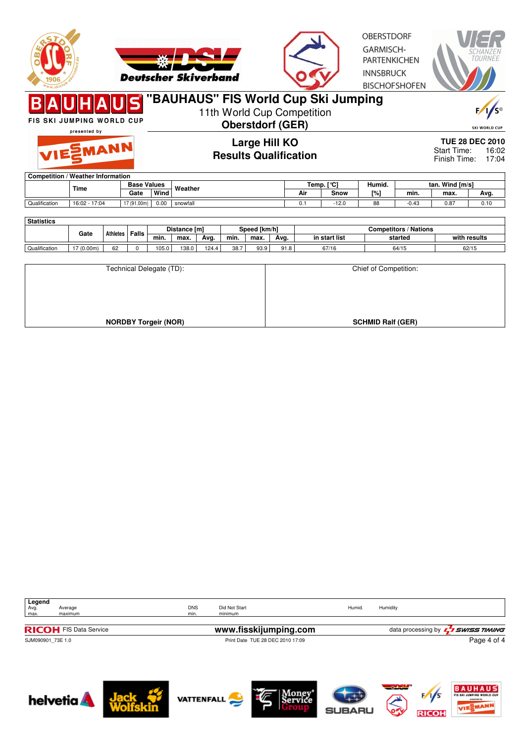# "BAUHAUS" FIS World Cup Ski Jumping

11th World Cup Competition

**Oberstdorf (GER)**

FIS SKI JUMPING WORLD CUP presented by VIESSMANN

## Large Hill KO
## Results Qualification

**TUE 28 DEC 2010**
Start Time: 16:02
Finish Time: 17:04

**Competition / Weather Information**

| | Time | Base Values | | Weather | Temp. [°C] | | Humid. | tan. Wind [m/s] | | |
|---|---|---|---|---|---|---|---|---|---|---|
| | | Gate | Wind | | Air | Snow | [%] | min. | max. | Avg. |
| Qualification | 16:02 - 17:04 | 17 (91.00m) | 0.00 | snowfall | 0.1 | -12.0 | 88 | -0.43 | 0.87 | 0.10 |

**Statistics**

| | Gate | Athletes | Falls | Distance [m] | | | Speed [km/h] | | | Competitors / Nations | | |
|---|---|---|---|---|---|---|---|---|---|---|---|---|
| | | | | min. | max. | Avg. | min. | max. | Avg. | in start list | started | with results |
| Qualification | 17 (0.00m) | 62 | 0 | 105.0 | 138.0 | 124.4 | 38.7 | 93.9 | 91.8 | 67/16 | 64/15 | 62/15 |

| Technical Delegate (TD): | Chief of Competition: |
|---|---|
| **NORDBY Torgeir (NOR)** | **SCHMID Ralf (GER)** |

**Legend**

| | | | | | |
|---|---|---|---|---|---|
| Avg. | Average | DNS | Did Not Start | Humid. | Humidity |
| max. | maximum | min. | minimum | | |

RICOH FIS Data Service — www.fisskijumping.com — data processing by SWISS TIMING

SJM090901_73E 1.0 — Print Date TUE 28 DEC 2010 17:09